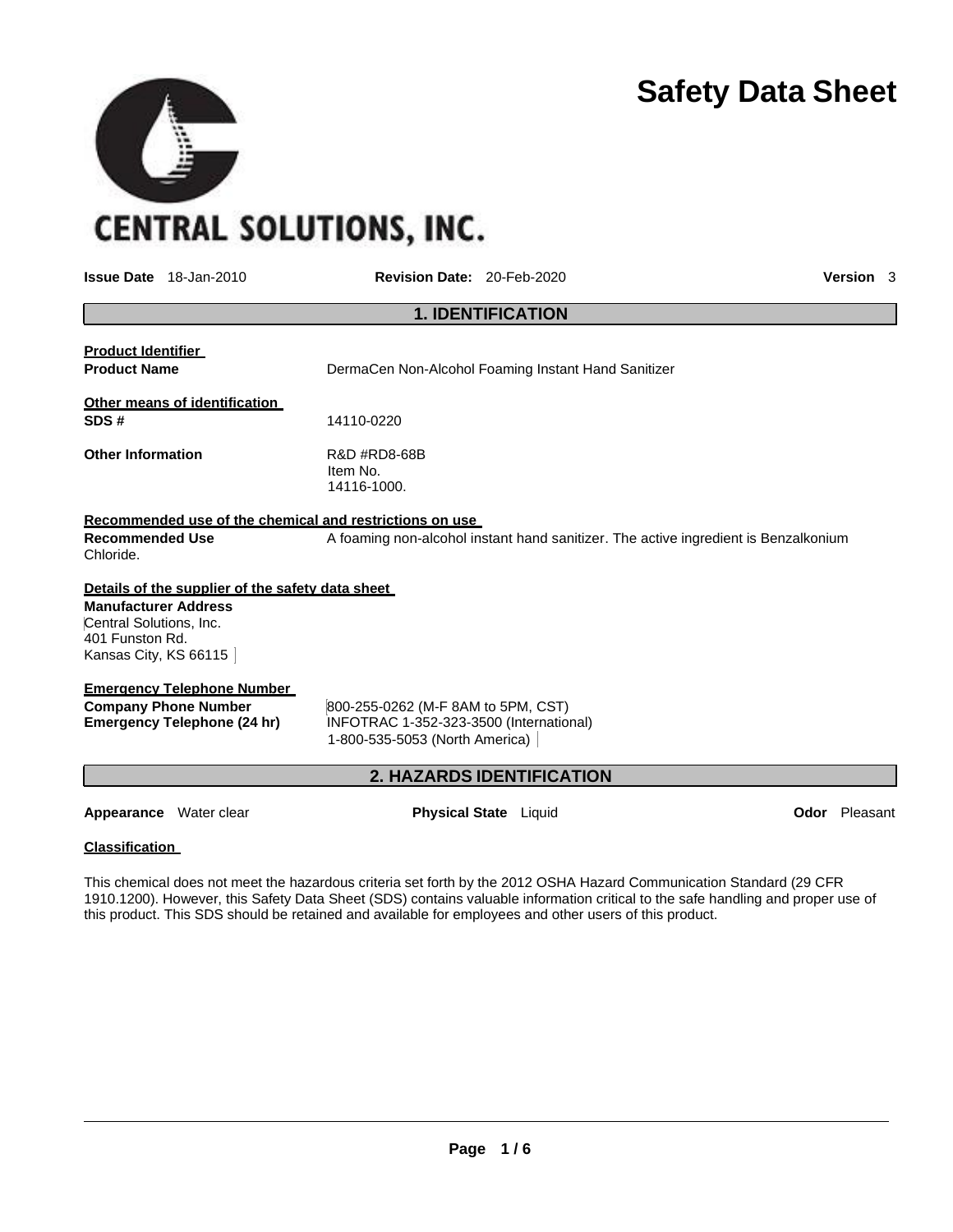**CENTRAL SOLUTIONS, INC.**

# Safety Data Sheet

**Issue Date** 18-Jan-2010 **Revision Date:** 20-Feb-2020 **Version** 3

## 1. IDENTIFICATION

**Product Identifier**

**Product Name** DermaCen Non-Alcohol Foaming Instant Hand Sanitizer

**Other means of identification**

**SDS #** 14110-0220

**Other Information** R&D #RD8-68B
Item No.
14116-1000.

**Recommended use of the chemical and restrictions on use**

**Recommended Use** A foaming non-alcohol instant hand sanitizer. The active ingredient is Benzalkonium Chloride.

**Details of the supplier of the safety data sheet**

**Manufacturer Address**
Central Solutions, Inc.
401 Funston Rd.
Kansas City, KS 66115

**Emergency Telephone Number**

**Company Phone Number** 800-255-0262 (M-F 8AM to 5PM, CST)
**Emergency Telephone (24 hr)** INFOTRAC 1-352-323-3500 (International)
1-800-535-5053 (North America)

## 2. HAZARDS IDENTIFICATION

**Appearance** Water clear **Physical State** Liquid **Odor** Pleasant

**Classification**

This chemical does not meet the hazardous criteria set forth by the 2012 OSHA Hazard Communication Standard (29 CFR 1910.1200). However, this Safety Data Sheet (SDS) contains valuable information critical to the safe handling and proper use of this product. This SDS should be retained and available for employees and other users of this product.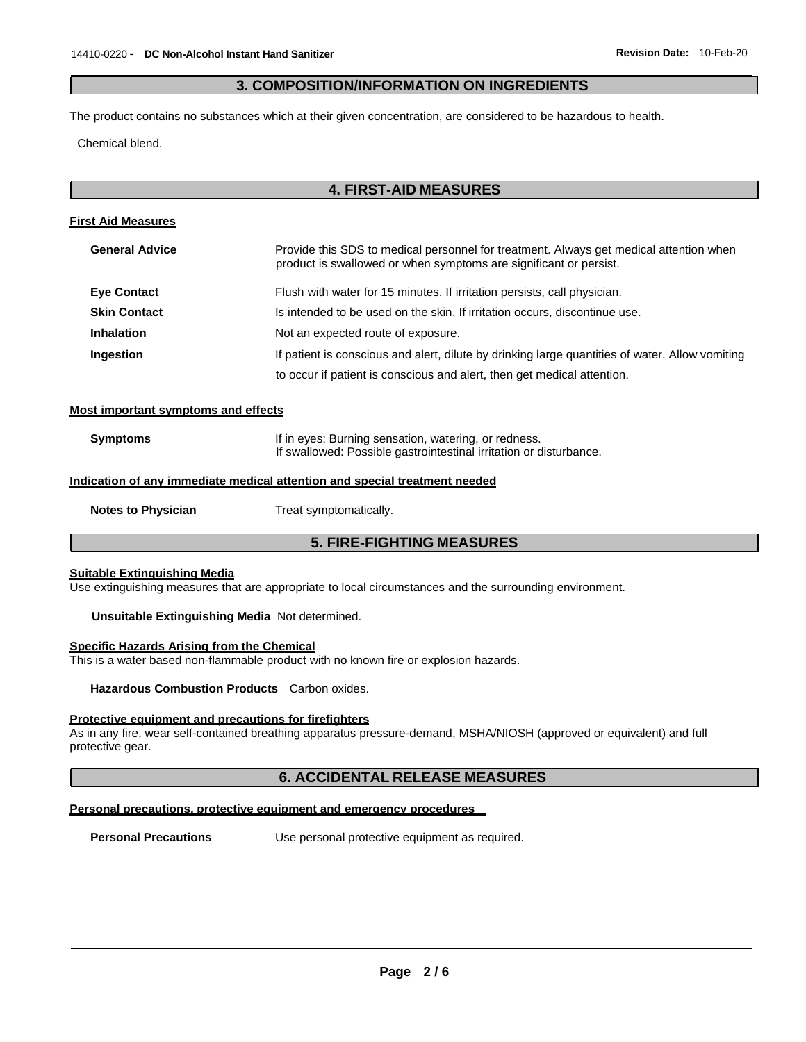## 3. COMPOSITION/INFORMATION ON INGREDIENTS

The product contains no substances which at their given concentration, are considered to be hazardous to health.

Chemical blend.

## 4. FIRST-AID MEASURES

**First Aid Measures**

**General Advice** Provide this SDS to medical personnel for treatment. Always get medical attention when product is swallowed or when symptoms are significant or persist.

**Eye Contact** Flush with water for 15 minutes. If irritation persists, call physician.

**Skin Contact** Is intended to be used on the skin. If irritation occurs, discontinue use.

**Inhalation** Not an expected route of exposure.

**Ingestion** If patient is conscious and alert, dilute by drinking large quantities of water. Allow vomiting to occur if patient is conscious and alert, then get medical attention.

**Most important symptoms and effects**

**Symptoms** If in eyes: Burning sensation, watering, or redness.
If swallowed: Possible gastrointestinal irritation or disturbance.

**Indication of any immediate medical attention and special treatment needed**

**Notes to Physician** Treat symptomatically.

## 5. FIRE-FIGHTING MEASURES

**Suitable Extinguishing Media**
Use extinguishing measures that are appropriate to local circumstances and the surrounding environment.

**Unsuitable Extinguishing Media** Not determined.

**Specific Hazards Arising from the Chemical**
This is a water based non-flammable product with no known fire or explosion hazards.

**Hazardous Combustion Products** Carbon oxides.

**Protective equipment and precautions for firefighters**
As in any fire, wear self-contained breathing apparatus pressure-demand, MSHA/NIOSH (approved or equivalent) and full protective gear.

## 6. ACCIDENTAL RELEASE MEASURES

**Personal precautions, protective equipment and emergency procedures**

**Personal Precautions** Use personal protective equipment as required.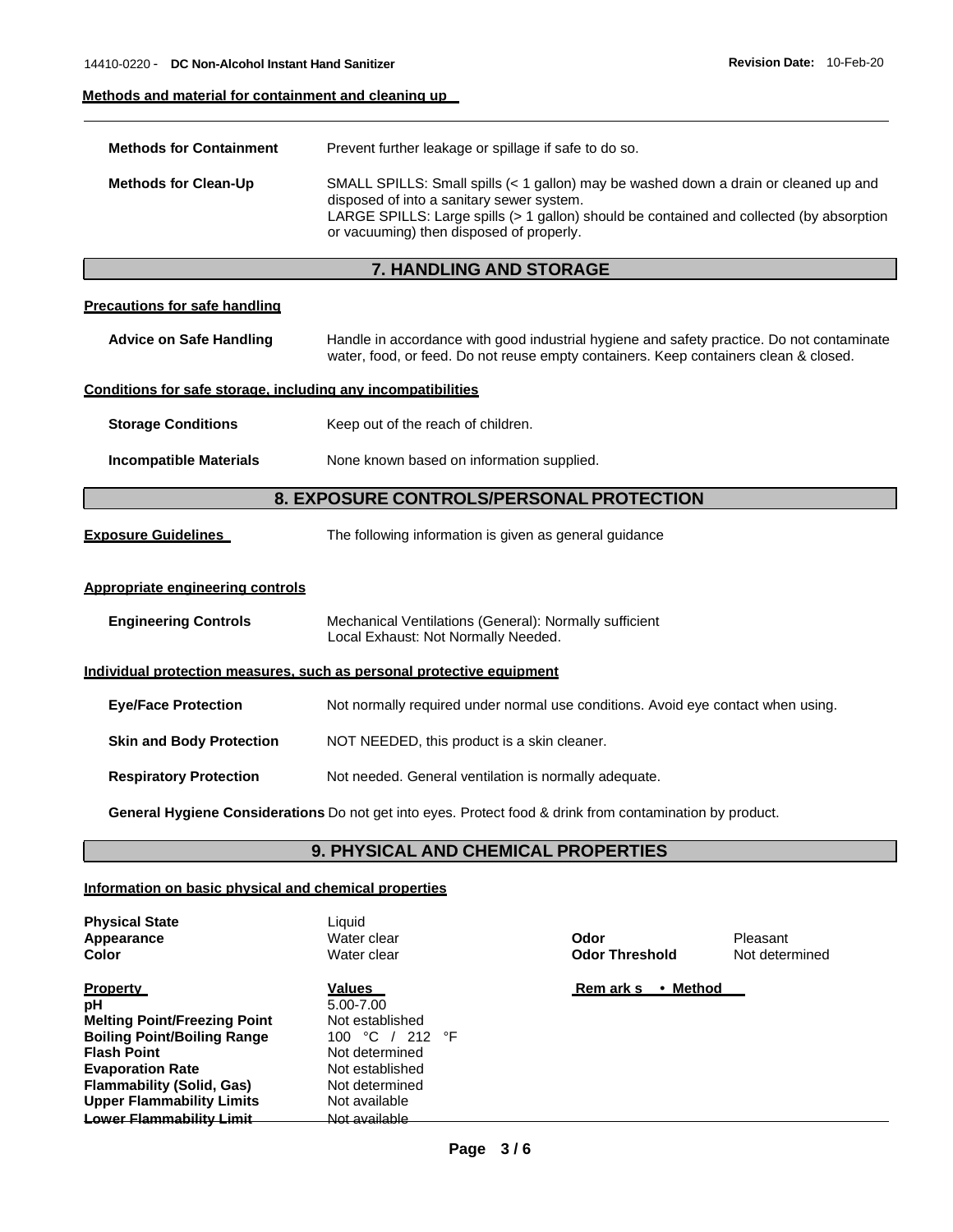### Methods and material for containment and cleaning up

| | |
|---|---|
| **Methods for Containment** | Prevent further leakage or spillage if safe to do so. |
| **Methods for Clean-Up** | SMALL SPILLS: Small spills (< 1 gallon) may be washed down a drain or cleaned up and disposed of into a sanitary sewer system. LARGE SPILLS: Large spills (> 1 gallon) should be contained and collected (by absorption or vacuuming) then disposed of properly. |

## 7. HANDLING AND STORAGE

### Precautions for safe handling

| | |
|---|---|
| **Advice on Safe Handling** | Handle in accordance with good industrial hygiene and safety practice. Do not contaminate water, food, or feed. Do not reuse empty containers. Keep containers clean & closed. |

### Conditions for safe storage, including any incompatibilities

| | |
|---|---|
| **Storage Conditions** | Keep out of the reach of children. |
| **Incompatible Materials** | None known based on information supplied. |

## 8. EXPOSURE CONTROLS/PERSONAL PROTECTION

**Exposure Guidelines** The following information is given as general guidance

### Appropriate engineering controls

| | |
|---|---|
| **Engineering Controls** | Mechanical Ventilations (General): Normally sufficient<br>Local Exhaust: Not Normally Needed. |

### Individual protection measures, such as personal protective equipment

| | |
|---|---|
| **Eye/Face Protection** | Not normally required under normal use conditions. Avoid eye contact when using. |
| **Skin and Body Protection** | NOT NEEDED, this product is a skin cleaner. |
| **Respiratory Protection** | Not needed. General ventilation is normally adequate. |

**General Hygiene Considerations** Do not get into eyes. Protect food & drink from contamination by product.

## 9. PHYSICAL AND CHEMICAL PROPERTIES

### Information on basic physical and chemical properties

| | | | |
|---|---|---|---|
| **Physical State** | Liquid | | |
| **Appearance** | Water clear | **Odor** | Pleasant |
| **Color** | Water clear | **Odor Threshold** | Not determined |

| **Property** | **Values** | **Remarks • Method** |
|---|---|---|
| **pH** | 5.00-7.00 | |
| **Melting Point/Freezing Point** | Not established | |
| **Boiling Point/Boiling Range** | 100 °C / 212 °F | |
| **Flash Point** | Not determined | |
| **Evaporation Rate** | Not established | |
| **Flammability (Solid, Gas)** | Not determined | |
| **Upper Flammability Limits** | Not available | |
| **Lower Flammability Limit** | Not available | |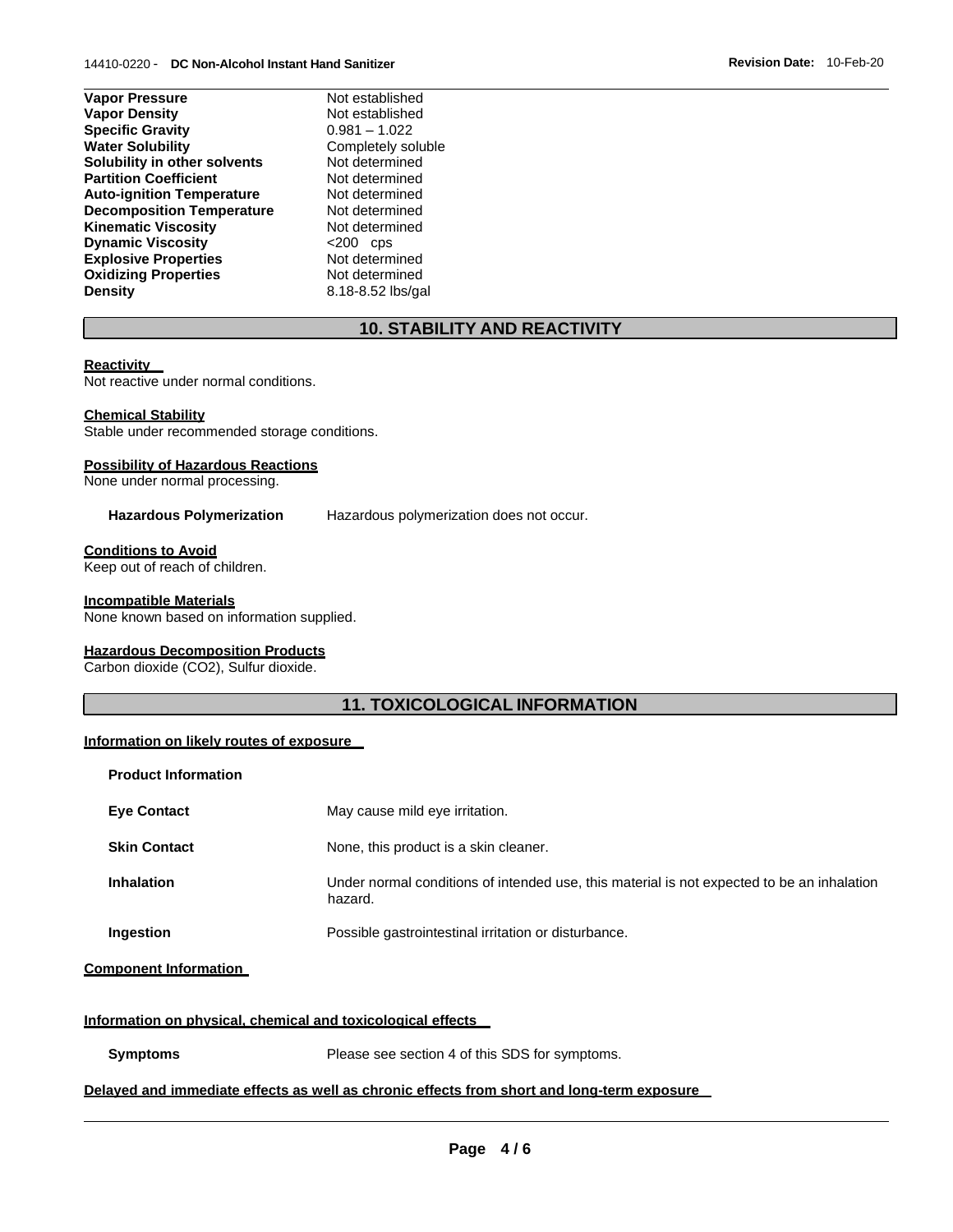| | |
|---|---|
| **Vapor Pressure** | Not established |
| **Vapor Density** | Not established |
| **Specific Gravity** | 0.981 – 1.022 |
| **Water Solubility** | Completely soluble |
| **Solubility in other solvents** | Not determined |
| **Partition Coefficient** | Not determined |
| **Auto-ignition Temperature** | Not determined |
| **Decomposition Temperature** | Not determined |
| **Kinematic Viscosity** | Not determined |
| **Dynamic Viscosity** | <200 cps |
| **Explosive Properties** | Not determined |
| **Oxidizing Properties** | Not determined |
| **Density** | 8.18-8.52 lbs/gal |

## 10. STABILITY AND REACTIVITY

**Reactivity**

Not reactive under normal conditions.

**Chemical Stability**

Stable under recommended storage conditions.

**Possibility of Hazardous Reactions**

None under normal processing.

**Hazardous Polymerization** Hazardous polymerization does not occur.

**Conditions to Avoid**

Keep out of reach of children.

**Incompatible Materials**

None known based on information supplied.

**Hazardous Decomposition Products**

Carbon dioxide ($CO_2$), Sulfur dioxide.

## 11. TOXICOLOGICAL INFORMATION

**Information on likely routes of exposure**

**Product Information**

| | |
|---|---|
| **Eye Contact** | May cause mild eye irritation. |
| **Skin Contact** | None, this product is a skin cleaner. |
| **Inhalation** | Under normal conditions of intended use, this material is not expected to be an inhalation hazard. |
| **Ingestion** | Possible gastrointestinal irritation or disturbance. |

**Component Information**

**Information on physical, chemical and toxicological effects**

**Symptoms** Please see section 4 of this SDS for symptoms.

**Delayed and immediate effects as well as chronic effects from short and long-term exposure**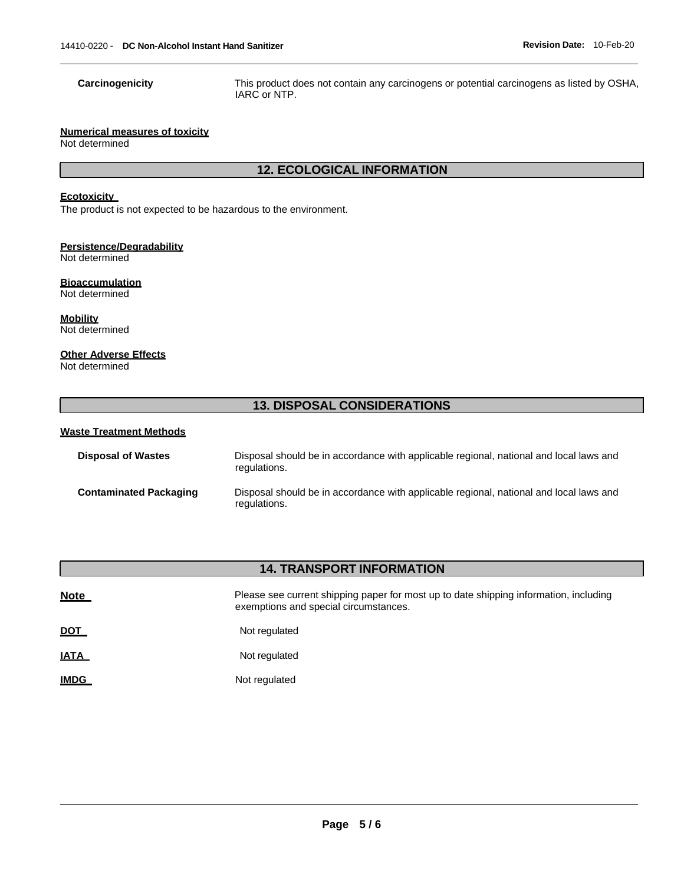| | |
|---|---|
| **Carcinogenicity** | This product does not contain any carcinogens or potential carcinogens as listed by OSHA, IARC or NTP. |

**Numerical measures of toxicity**
Not determined

## 12. ECOLOGICAL INFORMATION

**Ecotoxicity**
The product is not expected to be hazardous to the environment.

**Persistence/Degradability**
Not determined

**Bioaccumulation**
Not determined

**Mobility**
Not determined

**Other Adverse Effects**
Not determined

## 13. DISPOSAL CONSIDERATIONS

**Waste Treatment Methods**

| | |
|---|---|
| **Disposal of Wastes** | Disposal should be in accordance with applicable regional, national and local laws and regulations. |
| **Contaminated Packaging** | Disposal should be in accordance with applicable regional, national and local laws and regulations. |

## 14. TRANSPORT INFORMATION

| | |
|---|---|
| **Note** | Please see current shipping paper for most up to date shipping information, including exemptions and special circumstances. |
| **DOT** | Not regulated |
| **IATA** | Not regulated |
| **IMDG** | Not regulated |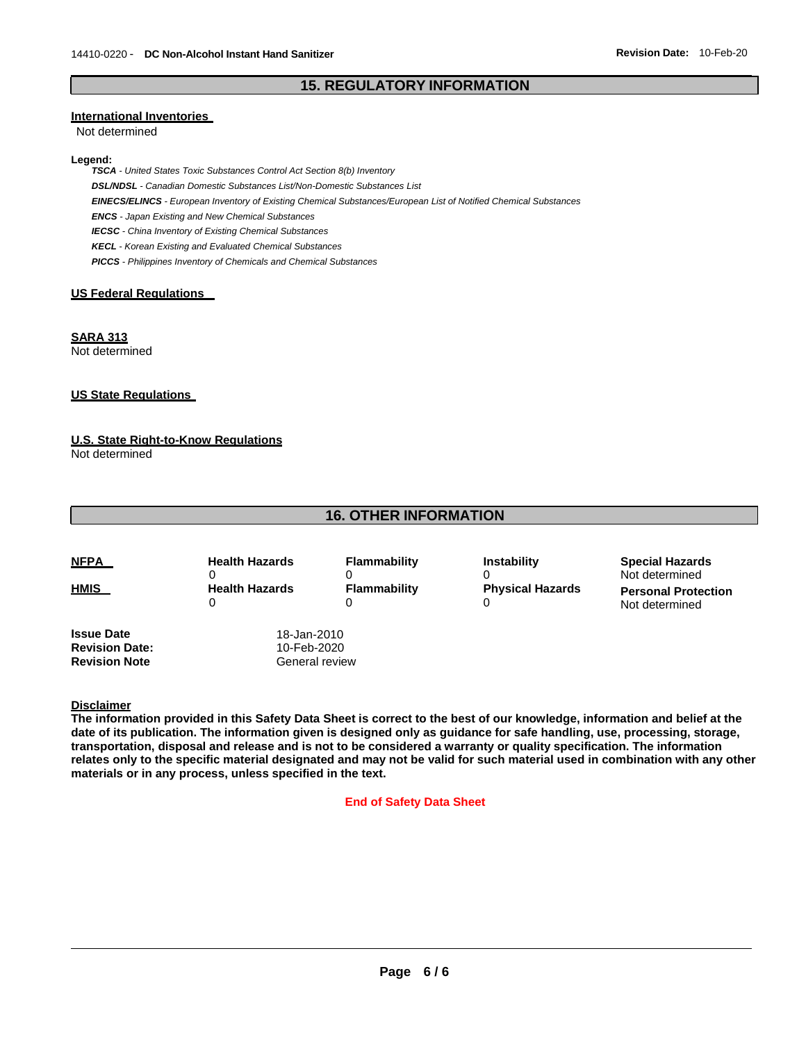## 15. REGULATORY INFORMATION

**International Inventories**

Not determined

**Legend:**

***TSCA*** *- United States Toxic Substances Control Act Section 8(b) Inventory*

***DSL/NDSL*** *- Canadian Domestic Substances List/Non-Domestic Substances List*

***EINECS/ELINCS*** *- European Inventory of Existing Chemical Substances/European List of Notified Chemical Substances*

***ENCS*** *- Japan Existing and New Chemical Substances*

***IECSC*** *- China Inventory of Existing Chemical Substances*

***KECL*** *- Korean Existing and Evaluated Chemical Substances*

***PICCS*** *- Philippines Inventory of Chemicals and Chemical Substances*

**US Federal Regulations**

**SARA 313**

Not determined

**US State Regulations**

**U.S. State Right-to-Know Regulations**

Not determined

## 16. OTHER INFORMATION

| | | | | |
|---|---|---|---|---|
| **NFPA** | **Health Hazards** 0 | **Flammability** 0 | **Instability** 0 | **Special Hazards** Not determined |
| **HMIS** | **Health Hazards** 0 | **Flammability** 0 | **Physical Hazards** 0 | **Personal Protection** Not determined |

| | |
|---|---|
| **Issue Date** | 18-Jan-2010 |
| **Revision Date:** | 10-Feb-2020 |
| **Revision Note** | General review |

**Disclaimer**

**The information provided in this Safety Data Sheet is correct to the best of our knowledge, information and belief at the date of its publication. The information given is designed only as guidance for safe handling, use, processing, storage, transportation, disposal and release and is not to be considered a warranty or quality specification. The information relates only to the specific material designated and may not be valid for such material used in combination with any other materials or in any process, unless specified in the text.**

**End of Safety Data Sheet**